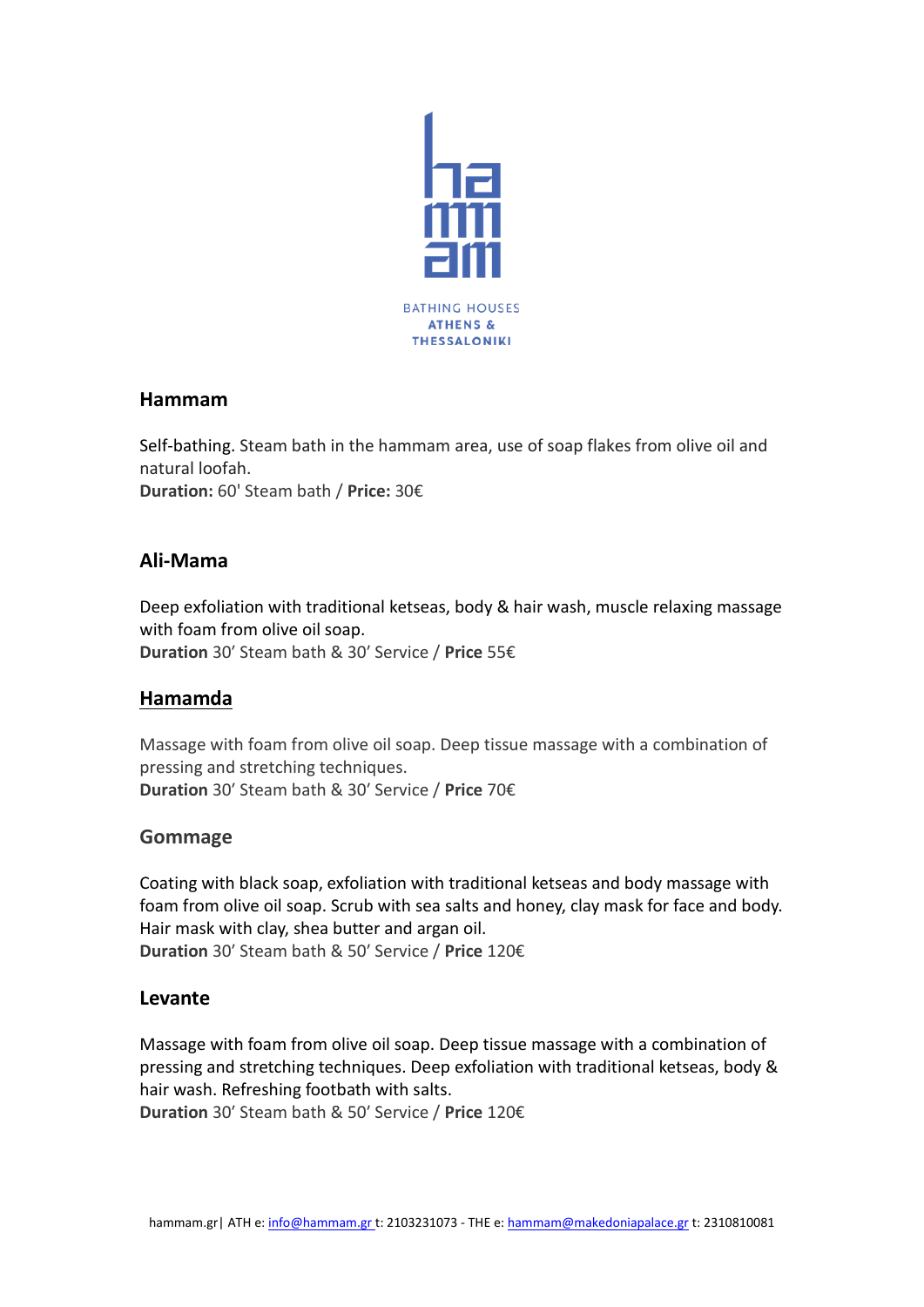BATHING HOUSES
**ATHENS & THESSALONIKI**

## Hammam

Self-bathing. Steam bath in the hammam area, use of soap flakes from olive oil and natural loofah.
**Duration:** 60' Steam bath / **Price:** 30€

## Ali-Mama

Deep exfoliation with traditional ketseas, body & hair wash, muscle relaxing massage with foam from olive oil soap.
**Duration** 30' Steam bath & 30' Service / **Price** 55€

## Hamamda

Massage with foam from olive oil soap. Deep tissue massage with a combination of pressing and stretching techniques.
**Duration** 30' Steam bath & 30' Service / **Price** 70€

## Gommage

Coating with black soap, exfoliation with traditional ketseas and body massage with foam from olive oil soap. Scrub with sea salts and honey, clay mask for face and body. Hair mask with clay, shea butter and argan oil.
**Duration** 30' Steam bath & 50' Service / **Price** 120€

## Levante

Massage with foam from olive oil soap. Deep tissue massage with a combination of pressing and stretching techniques. Deep exfoliation with traditional ketseas, body & hair wash. Refreshing footbath with salts.
**Duration** 30' Steam bath & 50' Service / **Price** 120€

hammam.gr| ATH e: info@hammam.gr t: 2103231073 - THE e: hammam@makedoniapalace.gr t: 2310810081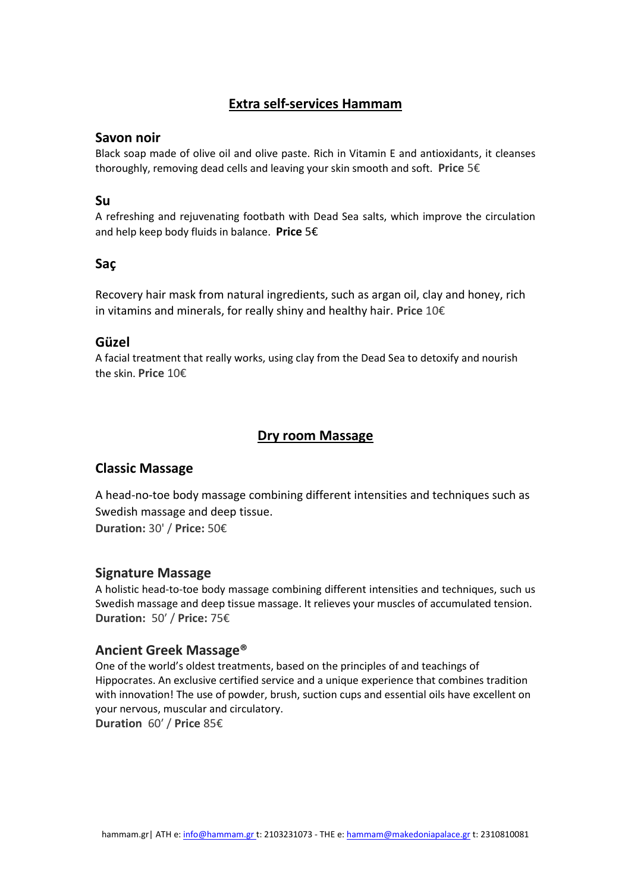## Extra self-services Hammam

### Savon noir

Black soap made of olive oil and olive paste. Rich in Vitamin E and antioxidants, it cleanses thoroughly, removing dead cells and leaving your skin smooth and soft. **Price** 5€

### Su

A refreshing and rejuvenating footbath with Dead Sea salts, which improve the circulation and help keep body fluids in balance. **Price** 5€

### Saç

Recovery hair mask from natural ingredients, such as argan oil, clay and honey, rich in vitamins and minerals, for really shiny and healthy hair. **Price** 10€

### Güzel

A facial treatment that really works, using clay from the Dead Sea to detoxify and nourish the skin. **Price** 10€

## Dry room Massage

### Classic Massage

A head-no-toe body massage combining different intensities and techniques such as Swedish massage and deep tissue.
**Duration:** 30' / **Price:** 50€

### Signature Massage

A holistic head-to-toe body massage combining different intensities and techniques, such us Swedish massage and deep tissue massage. It relieves your muscles of accumulated tension.
**Duration:** 50' / **Price:** 75€

### Ancient Greek Massage®

One of the world's oldest treatments, based on the principles of and teachings of Hippocrates. An exclusive certified service and a unique experience that combines tradition with innovation! The use of powder, brush, suction cups and essential oils have excellent on your nervous, muscular and circulatory.
**Duration** 60' / **Price** 85€

hammam.gr| ATH e: info@hammam.gr t: 2103231073 - THE e: hammam@makedoniapalace.gr t: 2310810081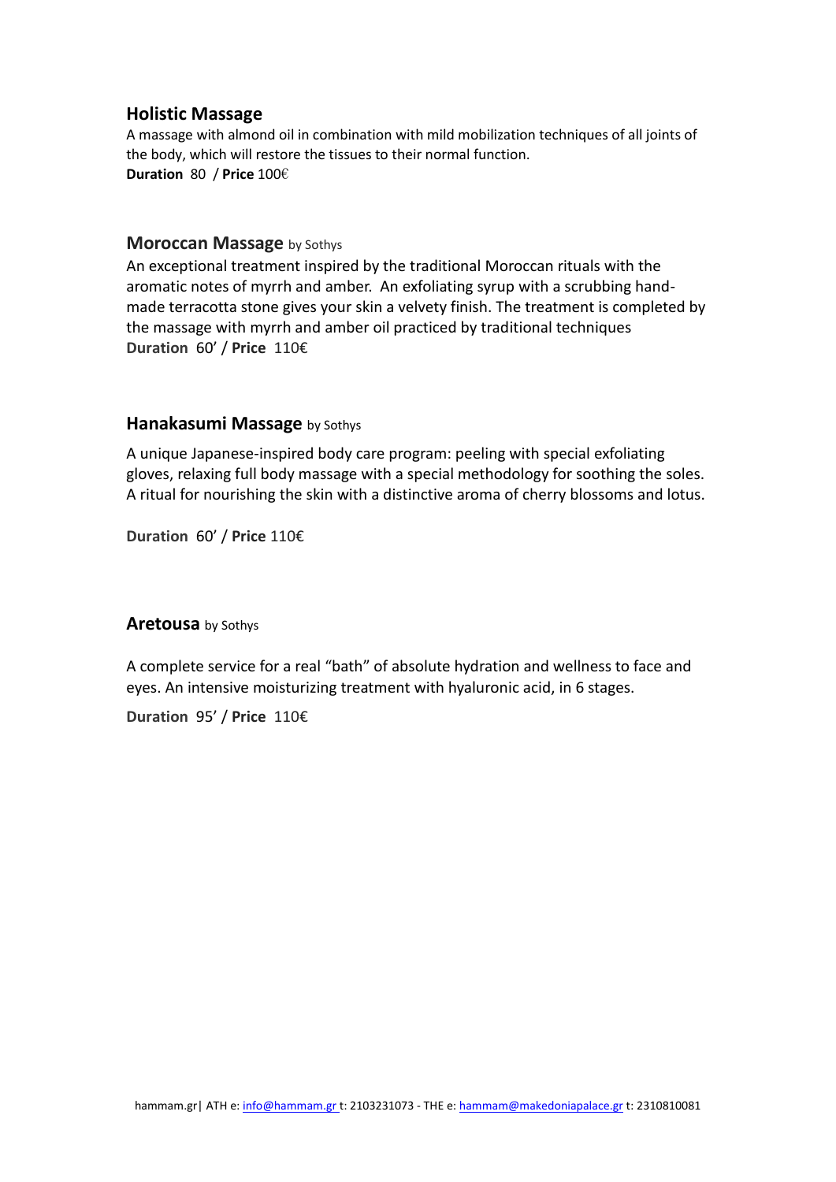### Holistic Massage

A massage with almond oil in combination with mild mobilization techniques of all joints of the body, which will restore the tissues to their normal function.

**Duration** 80 / **Price** 100€

### Moroccan Massage by Sothys

An exceptional treatment inspired by the traditional Moroccan rituals with the aromatic notes of myrrh and amber. An exfoliating syrup with a scrubbing hand-made terracotta stone gives your skin a velvety finish. The treatment is completed by the massage with myrrh and amber oil practiced by traditional techniques

**Duration** 60' / **Price** 110€

### Hanakasumi Massage by Sothys

A unique Japanese-inspired body care program: peeling with special exfoliating gloves, relaxing full body massage with a special methodology for soothing the soles. A ritual for nourishing the skin with a distinctive aroma of cherry blossoms and lotus.

**Duration** 60' / **Price** 110€

### Aretousa by Sothys

A complete service for a real "bath" of absolute hydration and wellness to face and eyes. An intensive moisturizing treatment with hyaluronic acid, in 6 stages.

**Duration** 95' / **Price** 110€

hammam.gr| ATH e: info@hammam.gr t: 2103231073 - THE e: hammam@makedoniapalace.gr t: 2310810081